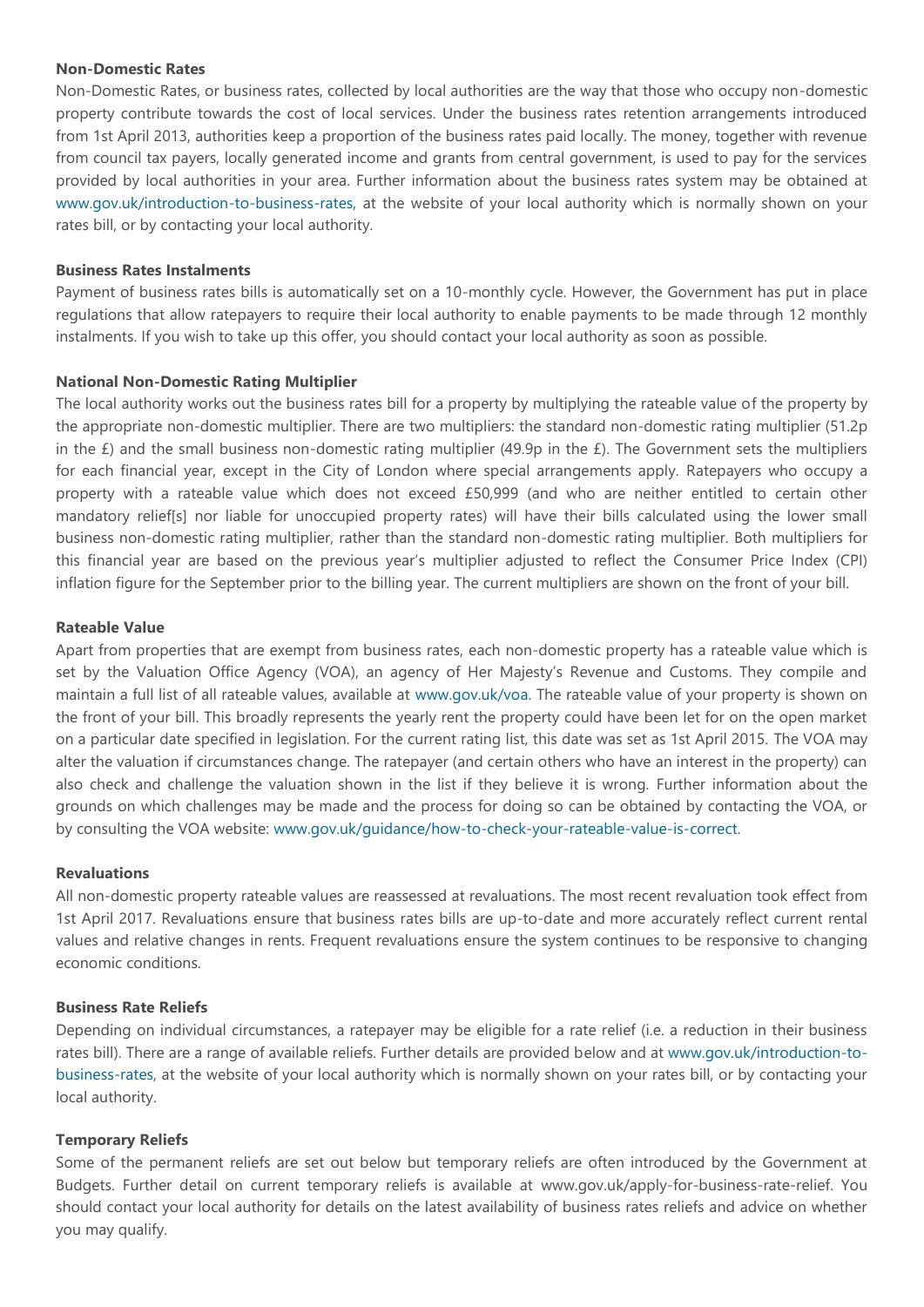**Non-Domestic Rates**

Non-Domestic Rates, or business rates, collected by local authorities are the way that those who occupy non-domestic property contribute towards the cost of local services. Under the business rates retention arrangements introduced from 1st April 2013, authorities keep a proportion of the business rates paid locally. The money, together with revenue from council tax payers, locally generated income and grants from central government, is used to pay for the services provided by local authorities in your area. Further information about the business rates system may be obtained at www.gov.uk/introduction-to-business-rates, at the website of your local authority which is normally shown on your rates bill, or by contacting your local authority.

**Business Rates Instalments**

Payment of business rates bills is automatically set on a 10-monthly cycle. However, the Government has put in place regulations that allow ratepayers to require their local authority to enable payments to be made through 12 monthly instalments. If you wish to take up this offer, you should contact your local authority as soon as possible.

**National Non-Domestic Rating Multiplier**

The local authority works out the business rates bill for a property by multiplying the rateable value of the property by the appropriate non-domestic multiplier. There are two multipliers: the standard non-domestic rating multiplier (51.2p in the £) and the small business non-domestic rating multiplier (49.9p in the £). The Government sets the multipliers for each financial year, except in the City of London where special arrangements apply. Ratepayers who occupy a property with a rateable value which does not exceed £50,999 (and who are neither entitled to certain other mandatory relief[s] nor liable for unoccupied property rates) will have their bills calculated using the lower small business non-domestic rating multiplier, rather than the standard non-domestic rating multiplier. Both multipliers for this financial year are based on the previous year's multiplier adjusted to reflect the Consumer Price Index (CPI) inflation figure for the September prior to the billing year. The current multipliers are shown on the front of your bill.

**Rateable Value**

Apart from properties that are exempt from business rates, each non-domestic property has a rateable value which is set by the Valuation Office Agency (VOA), an agency of Her Majesty's Revenue and Customs. They compile and maintain a full list of all rateable values, available at www.gov.uk/voa. The rateable value of your property is shown on the front of your bill. This broadly represents the yearly rent the property could have been let for on the open market on a particular date specified in legislation. For the current rating list, this date was set as 1st April 2015. The VOA may alter the valuation if circumstances change. The ratepayer (and certain others who have an interest in the property) can also check and challenge the valuation shown in the list if they believe it is wrong. Further information about the grounds on which challenges may be made and the process for doing so can be obtained by contacting the VOA, or by consulting the VOA website: www.gov.uk/guidance/how-to-check-your-rateable-value-is-correct.

**Revaluations**

All non-domestic property rateable values are reassessed at revaluations. The most recent revaluation took effect from 1st April 2017. Revaluations ensure that business rates bills are up-to-date and more accurately reflect current rental values and relative changes in rents. Frequent revaluations ensure the system continues to be responsive to changing economic conditions.

**Business Rate Reliefs**

Depending on individual circumstances, a ratepayer may be eligible for a rate relief (i.e. a reduction in their business rates bill). There are a range of available reliefs. Further details are provided below and at www.gov.uk/introduction-to-business-rates, at the website of your local authority which is normally shown on your rates bill, or by contacting your local authority.

**Temporary Reliefs**

Some of the permanent reliefs are set out below but temporary reliefs are often introduced by the Government at Budgets. Further detail on current temporary reliefs is available at www.gov.uk/apply-for-business-rate-relief. You should contact your local authority for details on the latest availability of business rates reliefs and advice on whether you may qualify.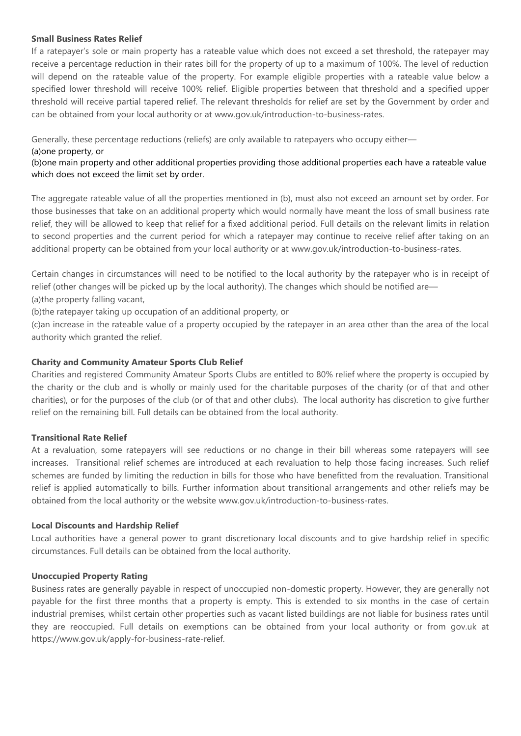**Small Business Rates Relief**

If a ratepayer's sole or main property has a rateable value which does not exceed a set threshold, the ratepayer may receive a percentage reduction in their rates bill for the property of up to a maximum of 100%. The level of reduction will depend on the rateable value of the property. For example eligible properties with a rateable value below a specified lower threshold will receive 100% relief. Eligible properties between that threshold and a specified upper threshold will receive partial tapered relief. The relevant thresholds for relief are set by the Government by order and can be obtained from your local authority or at www.gov.uk/introduction-to-business-rates.

Generally, these percentage reductions (reliefs) are only available to ratepayers who occupy either—

(a)one property, or

(b)one main property and other additional properties providing those additional properties each have a rateable value which does not exceed the limit set by order.

The aggregate rateable value of all the properties mentioned in (b), must also not exceed an amount set by order. For those businesses that take on an additional property which would normally have meant the loss of small business rate relief, they will be allowed to keep that relief for a fixed additional period. Full details on the relevant limits in relation to second properties and the current period for which a ratepayer may continue to receive relief after taking on an additional property can be obtained from your local authority or at www.gov.uk/introduction-to-business-rates.

Certain changes in circumstances will need to be notified to the local authority by the ratepayer who is in receipt of relief (other changes will be picked up by the local authority). The changes which should be notified are—

(a)the property falling vacant,

(b)the ratepayer taking up occupation of an additional property, or

(c)an increase in the rateable value of a property occupied by the ratepayer in an area other than the area of the local authority which granted the relief.

**Charity and Community Amateur Sports Club Relief**

Charities and registered Community Amateur Sports Clubs are entitled to 80% relief where the property is occupied by the charity or the club and is wholly or mainly used for the charitable purposes of the charity (or of that and other charities), or for the purposes of the club (or of that and other clubs). The local authority has discretion to give further relief on the remaining bill. Full details can be obtained from the local authority.

**Transitional Rate Relief**

At a revaluation, some ratepayers will see reductions or no change in their bill whereas some ratepayers will see increases. Transitional relief schemes are introduced at each revaluation to help those facing increases. Such relief schemes are funded by limiting the reduction in bills for those who have benefitted from the revaluation. Transitional relief is applied automatically to bills. Further information about transitional arrangements and other reliefs may be obtained from the local authority or the website www.gov.uk/introduction-to-business-rates.

**Local Discounts and Hardship Relief**

Local authorities have a general power to grant discretionary local discounts and to give hardship relief in specific circumstances. Full details can be obtained from the local authority.

**Unoccupied Property Rating**

Business rates are generally payable in respect of unoccupied non-domestic property. However, they are generally not payable for the first three months that a property is empty. This is extended to six months in the case of certain industrial premises, whilst certain other properties such as vacant listed buildings are not liable for business rates until they are reoccupied. Full details on exemptions can be obtained from your local authority or from gov.uk at https://www.gov.uk/apply-for-business-rate-relief.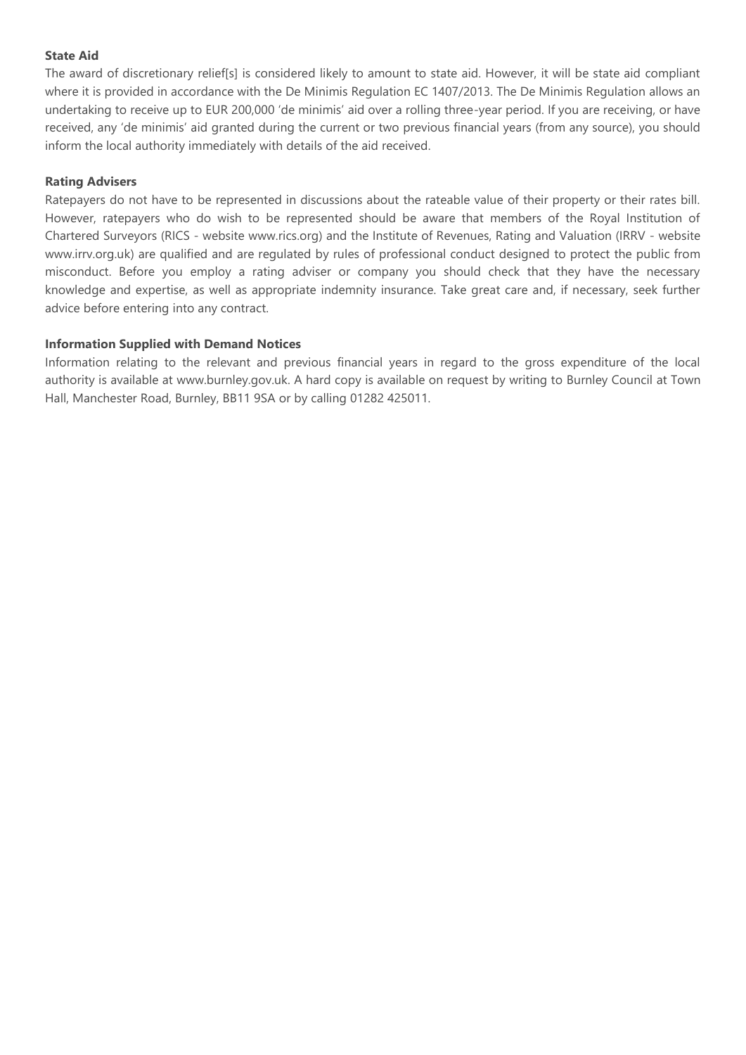**State Aid**

The award of discretionary relief[s] is considered likely to amount to state aid. However, it will be state aid compliant where it is provided in accordance with the De Minimis Regulation EC 1407/2013. The De Minimis Regulation allows an undertaking to receive up to EUR 200,000 'de minimis' aid over a rolling three-year period. If you are receiving, or have received, any 'de minimis' aid granted during the current or two previous financial years (from any source), you should inform the local authority immediately with details of the aid received.

**Rating Advisers**

Ratepayers do not have to be represented in discussions about the rateable value of their property or their rates bill. However, ratepayers who do wish to be represented should be aware that members of the Royal Institution of Chartered Surveyors (RICS - website www.rics.org) and the Institute of Revenues, Rating and Valuation (IRRV - website www.irrv.org.uk) are qualified and are regulated by rules of professional conduct designed to protect the public from misconduct. Before you employ a rating adviser or company you should check that they have the necessary knowledge and expertise, as well as appropriate indemnity insurance. Take great care and, if necessary, seek further advice before entering into any contract.

**Information Supplied with Demand Notices**

Information relating to the relevant and previous financial years in regard to the gross expenditure of the local authority is available at www.burnley.gov.uk. A hard copy is available on request by writing to Burnley Council at Town Hall, Manchester Road, Burnley, BB11 9SA or by calling 01282 425011.